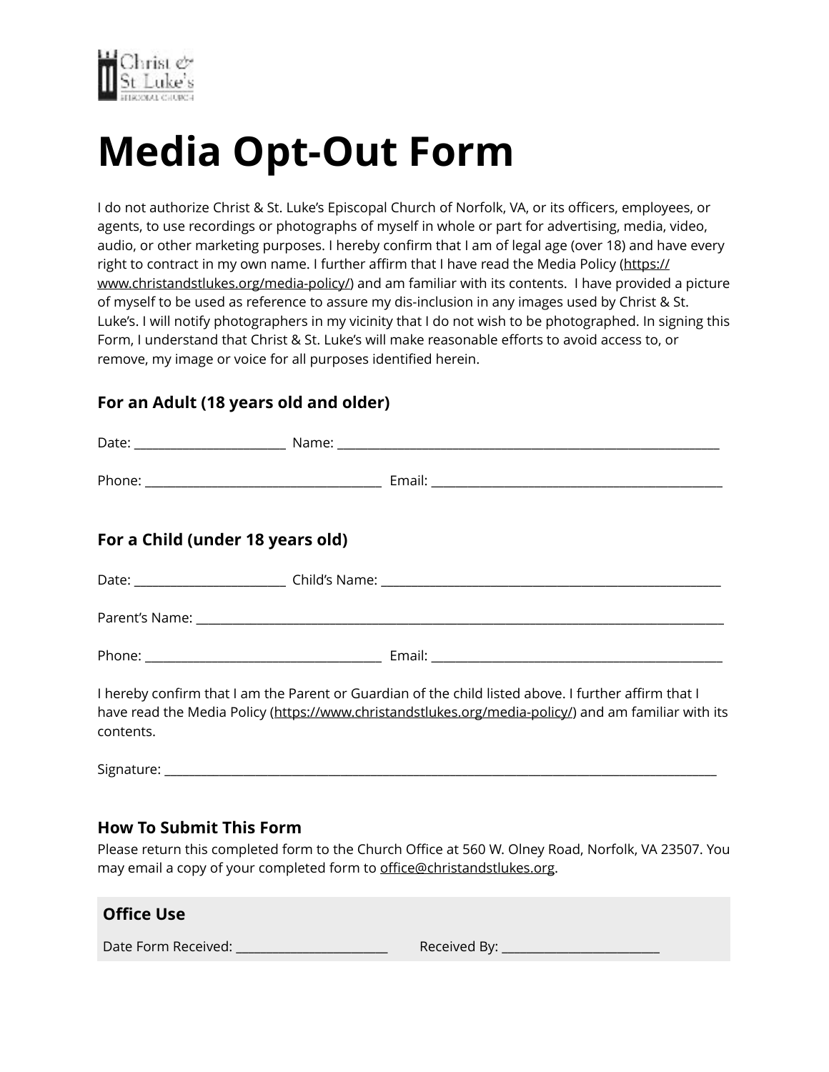Christ & St Luke's
EPISCOPAL CHURCH

# Media Opt-Out Form

I do not authorize Christ & St. Luke's Episcopal Church of Norfolk, VA, or its officers, employees, or agents, to use recordings or photographs of myself in whole or part for advertising, media, video, audio, or other marketing purposes. I hereby confirm that I am of legal age (over 18) and have every right to contract in my own name. I further affirm that I have read the Media Policy (https://www.christandstlukes.org/media-policy/) and am familiar with its contents. I have provided a picture of myself to be used as reference to assure my dis-inclusion in any images used by Christ & St. Luke's. I will notify photographers in my vicinity that I do not wish to be photographed. In signing this Form, I understand that Christ & St. Luke's will make reasonable efforts to avoid access to, or remove, my image or voice for all purposes identified herein.

### For an Adult (18 years old and older)

Date: ________________________ Name: ______________________________________________________________

Phone: ______________________________________ Email: ______________________________________________

### For a Child (under 18 years old)

Date: ________________________ Child's Name: _______________________________________________________

Parent's Name: _____________________________________________________________________________________

Phone: ______________________________________ Email: ______________________________________________

I hereby confirm that I am the Parent or Guardian of the child listed above. I further affirm that I have read the Media Policy (https://www.christandstlukes.org/media-policy/) and am familiar with its contents.

Signature: _________________________________________________________________________________________

### How To Submit This Form

Please return this completed form to the Church Office at 560 W. Olney Road, Norfolk, VA 23507. You may email a copy of your completed form to office@christandstlukes.org.

**Office Use**

Date Form Received: ________________________ Received By: _________________________